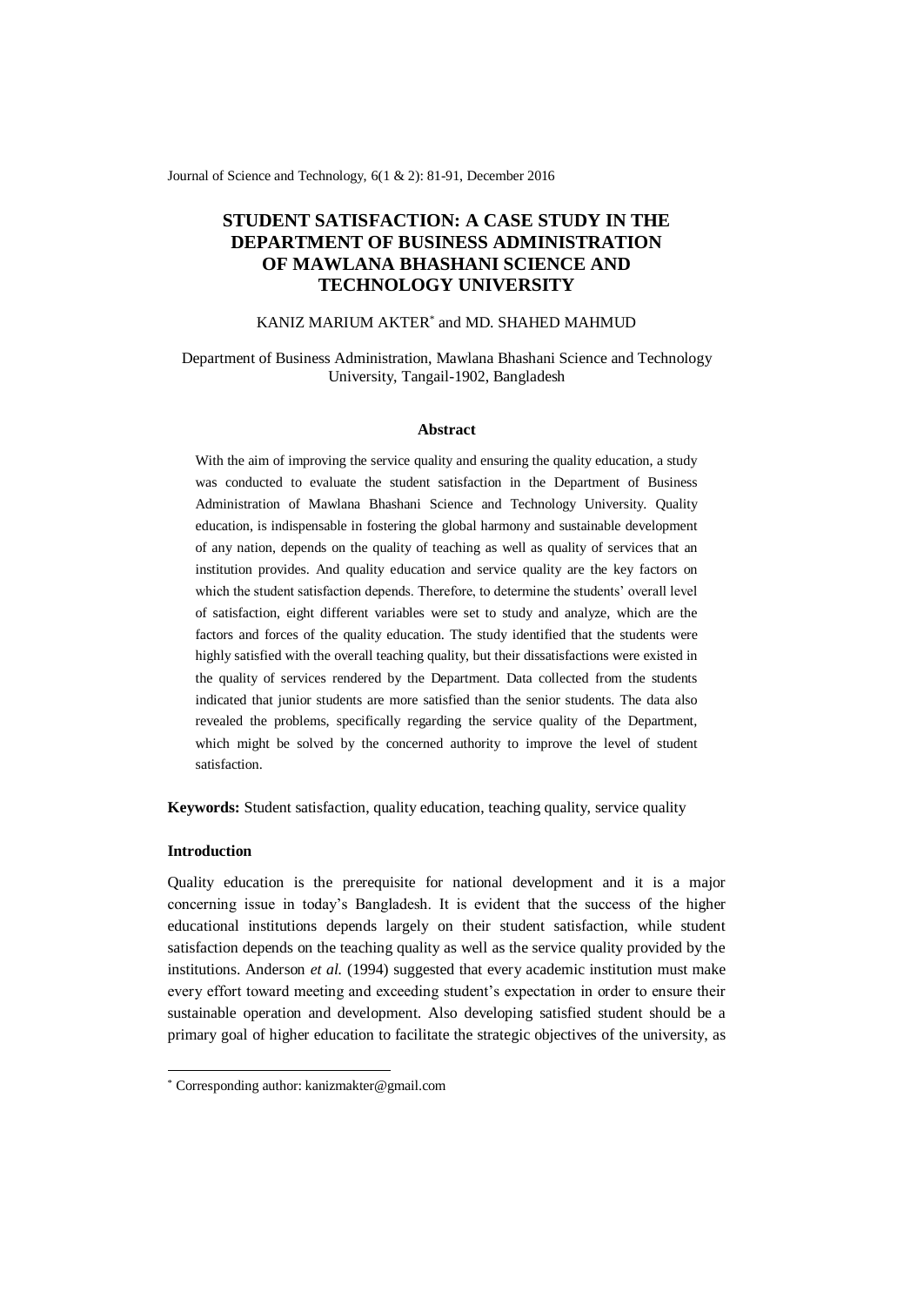# STUDENT SATISFACTION: A CASE STUDY IN THE DEPARTMENT OF BUSINESS ADMINISTRATION OF MAWLANA BHASHANI SCIENCE AND TECHNOLOGY UNIVERSITY

KANIZ MARIUM AKTER* and MD. SHAHED MAHMUD

Department of Business Administration, Mawlana Bhashani Science and Technology University, Tangail-1902, Bangladesh

### Abstract

With the aim of improving the service quality and ensuring the quality education, a study was conducted to evaluate the student satisfaction in the Department of Business Administration of Mawlana Bhashani Science and Technology University. Quality education, is indispensable in fostering the global harmony and sustainable development of any nation, depends on the quality of teaching as well as quality of services that an institution provides. And quality education and service quality are the key factors on which the student satisfaction depends. Therefore, to determine the students' overall level of satisfaction, eight different variables were set to study and analyze, which are the factors and forces of the quality education. The study identified that the students were highly satisfied with the overall teaching quality, but their dissatisfactions were existed in the quality of services rendered by the Department. Data collected from the students indicated that junior students are more satisfied than the senior students. The data also revealed the problems, specifically regarding the service quality of the Department, which might be solved by the concerned authority to improve the level of student satisfaction.

**Keywords:** Student satisfaction, quality education, teaching quality, service quality

### Introduction

Quality education is the prerequisite for national development and it is a major concerning issue in today's Bangladesh. It is evident that the success of the higher educational institutions depends largely on their student satisfaction, while student satisfaction depends on the teaching quality as well as the service quality provided by the institutions. Anderson *et al.* (1994) suggested that every academic institution must make every effort toward meeting and exceeding student's expectation in order to ensure their sustainable operation and development. Also developing satisfied student should be a primary goal of higher education to facilitate the strategic objectives of the university, as

---

* Corresponding author: kanizmakter@gmail.com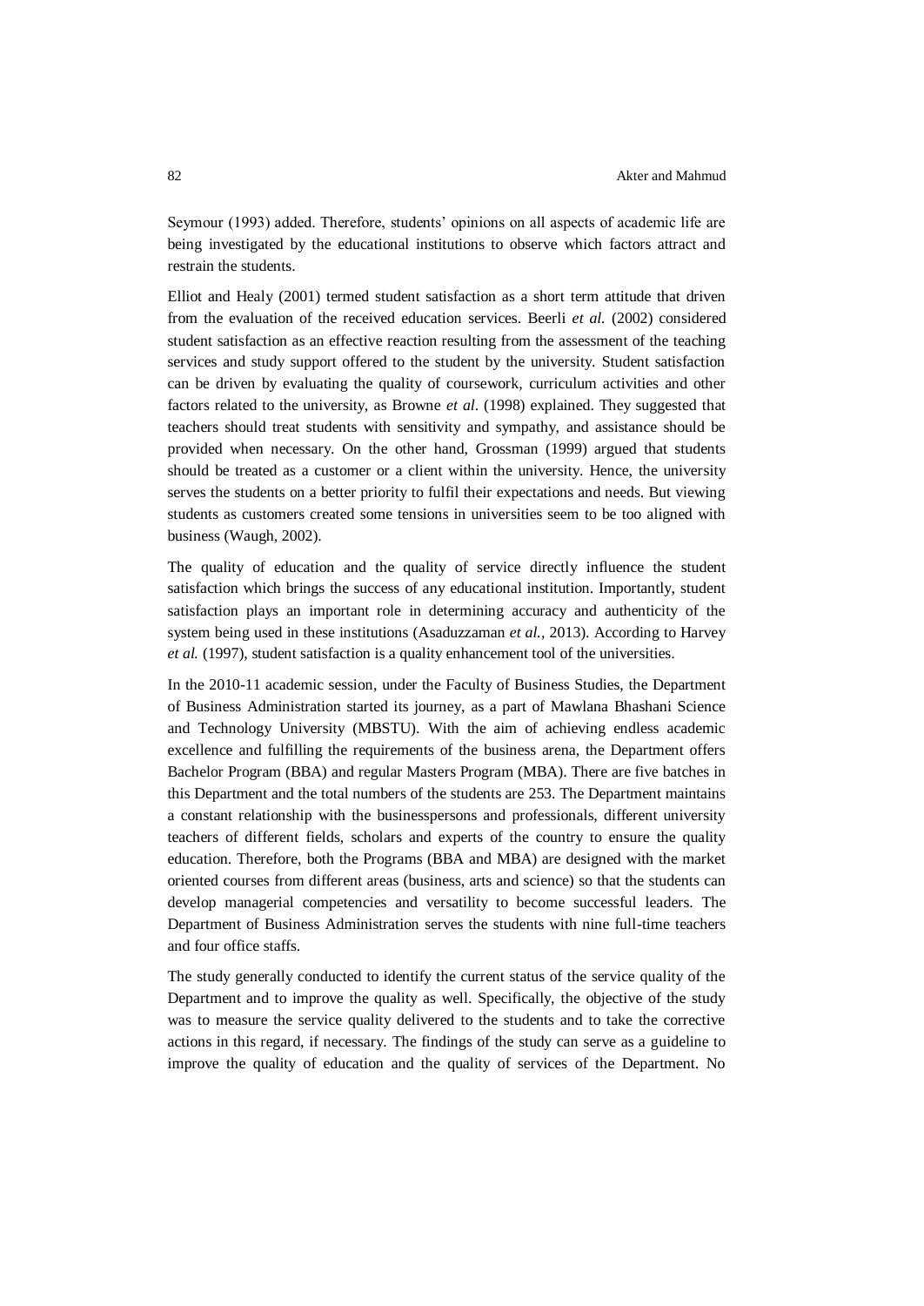Seymour (1993) added. Therefore, students' opinions on all aspects of academic life are being investigated by the educational institutions to observe which factors attract and restrain the students.

Elliot and Healy (2001) termed student satisfaction as a short term attitude that driven from the evaluation of the received education services. Beerli *et al.* (2002) considered student satisfaction as an effective reaction resulting from the assessment of the teaching services and study support offered to the student by the university. Student satisfaction can be driven by evaluating the quality of coursework, curriculum activities and other factors related to the university, as Browne *et al*. (1998) explained. They suggested that teachers should treat students with sensitivity and sympathy, and assistance should be provided when necessary. On the other hand, Grossman (1999) argued that students should be treated as a customer or a client within the university. Hence, the university serves the students on a better priority to fulfil their expectations and needs. But viewing students as customers created some tensions in universities seem to be too aligned with business (Waugh, 2002).

The quality of education and the quality of service directly influence the student satisfaction which brings the success of any educational institution. Importantly, student satisfaction plays an important role in determining accuracy and authenticity of the system being used in these institutions (Asaduzzaman *et al.*, 2013). According to Harvey *et al.* (1997), student satisfaction is a quality enhancement tool of the universities.

In the 2010-11 academic session, under the Faculty of Business Studies, the Department of Business Administration started its journey, as a part of Mawlana Bhashani Science and Technology University (MBSTU). With the aim of achieving endless academic excellence and fulfilling the requirements of the business arena, the Department offers Bachelor Program (BBA) and regular Masters Program (MBA). There are five batches in this Department and the total numbers of the students are 253. The Department maintains a constant relationship with the businesspersons and professionals, different university teachers of different fields, scholars and experts of the country to ensure the quality education. Therefore, both the Programs (BBA and MBA) are designed with the market oriented courses from different areas (business, arts and science) so that the students can develop managerial competencies and versatility to become successful leaders. The Department of Business Administration serves the students with nine full-time teachers and four office staffs.

The study generally conducted to identify the current status of the service quality of the Department and to improve the quality as well. Specifically, the objective of the study was to measure the service quality delivered to the students and to take the corrective actions in this regard, if necessary. The findings of the study can serve as a guideline to improve the quality of education and the quality of services of the Department. No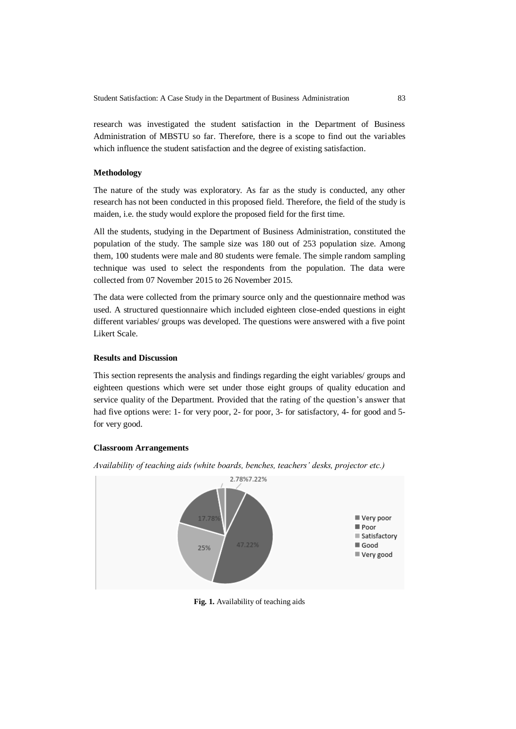research was investigated the student satisfaction in the Department of Business Administration of MBSTU so far. Therefore, there is a scope to find out the variables which influence the student satisfaction and the degree of existing satisfaction.

### Methodology

The nature of the study was exploratory. As far as the study is conducted, any other research has not been conducted in this proposed field. Therefore, the field of the study is maiden, i.e. the study would explore the proposed field for the first time.

All the students, studying in the Department of Business Administration, constituted the population of the study. The sample size was 180 out of 253 population size. Among them, 100 students were male and 80 students were female. The simple random sampling technique was used to select the respondents from the population. The data were collected from 07 November 2015 to 26 November 2015.

The data were collected from the primary source only and the questionnaire method was used. A structured questionnaire which included eighteen close-ended questions in eight different variables/ groups was developed. The questions were answered with a five point Likert Scale.

### Results and Discussion

This section represents the analysis and findings regarding the eight variables/ groups and eighteen questions which were set under those eight groups of quality education and service quality of the Department. Provided that the rating of the question's answer that had five options were: 1- for very poor, 2- for poor, 3- for satisfactory, 4- for good and 5- for very good.

### Classroom Arrangements

*Availability of teaching aids (white boards, benches, teachers' desks, projector etc.)*

2.78% 7.22% 17.78% 47.22% 25%

Very poor, Poor, Satisfactory, Good, Very good

**Fig. 1.** Availability of teaching aids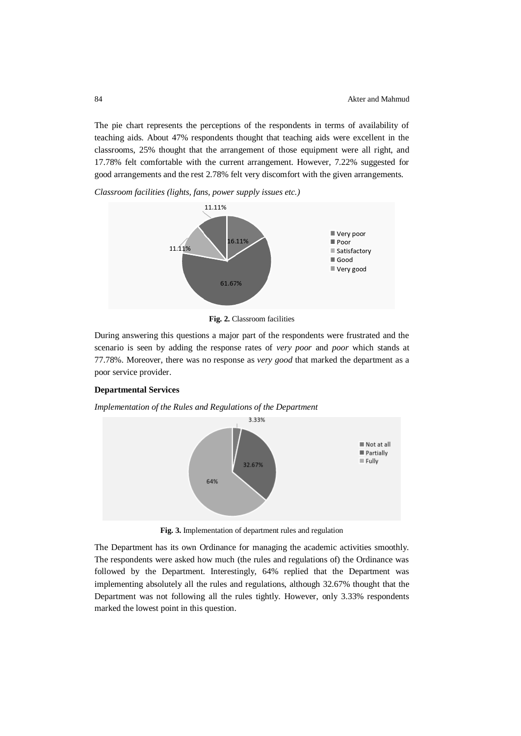The pie chart represents the perceptions of the respondents in terms of availability of teaching aids. About 47% respondents thought that teaching aids were excellent in the classrooms, 25% thought that the arrangement of those equipment were all right, and 17.78% felt comfortable with the current arrangement. However, 7.22% suggested for good arrangements and the rest 2.78% felt very discomfort with the given arrangements.

*Classroom facilities (lights, fans, power supply issues etc.)*

**Fig. 2.** Classroom facilities

During answering this questions a major part of the respondents were frustrated and the scenario is seen by adding the response rates of *very poor* and *poor* which stands at 77.78%. Moreover, there was no response as *very good* that marked the department as a poor service provider.

### Departmental Services

*Implementation of the Rules and Regulations of the Department*

**Fig. 3.** Implementation of department rules and regulation

The Department has its own Ordinance for managing the academic activities smoothly. The respondents were asked how much (the rules and regulations of) the Ordinance was followed by the Department. Interestingly, 64% replied that the Department was implementing absolutely all the rules and regulations, although 32.67% thought that the Department was not following all the rules tightly. However, only 3.33% respondents marked the lowest point in this question.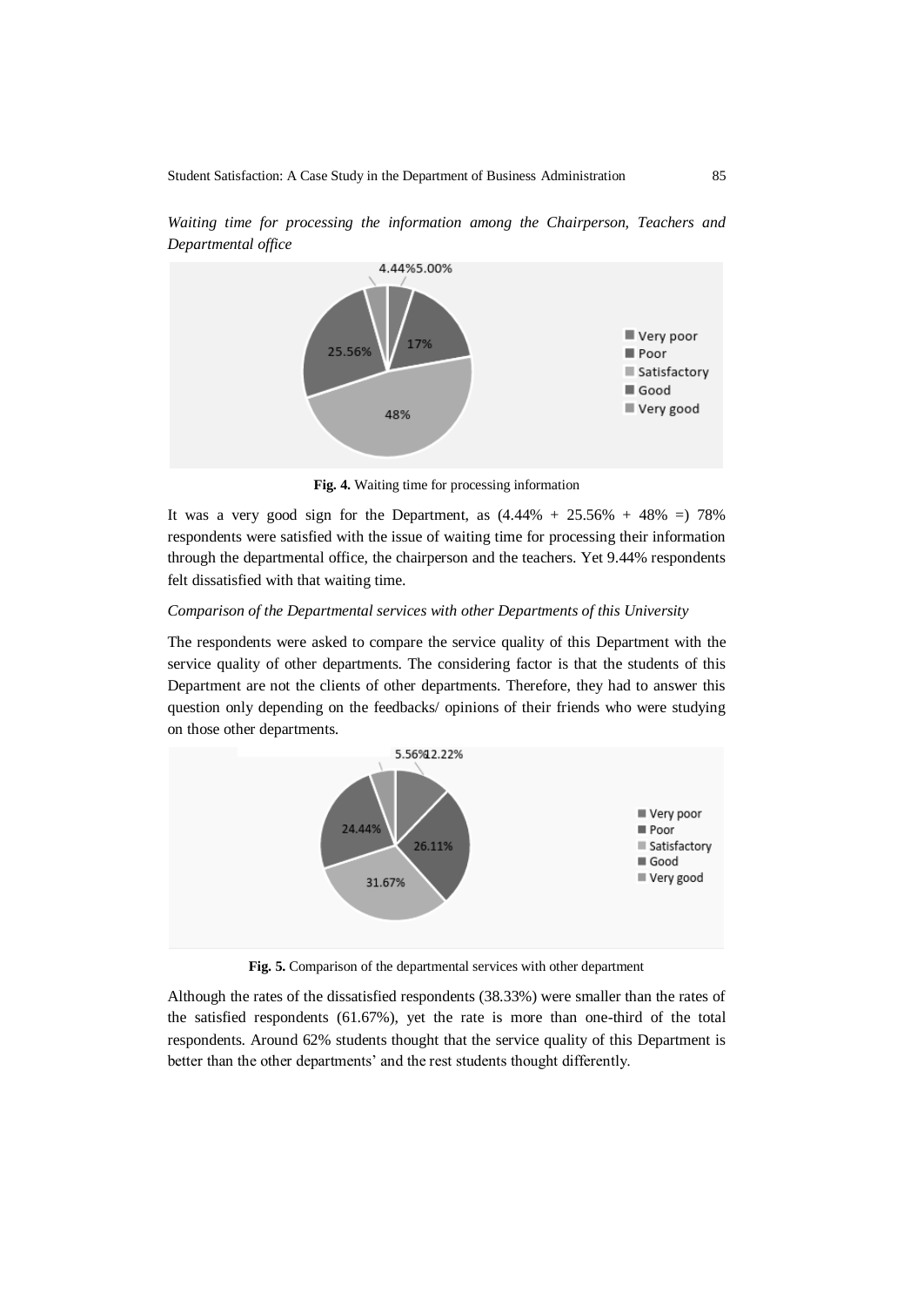*Waiting time for processing the information among the Chairperson, Teachers and Departmental office*

**Fig. 4.** Waiting time for processing information

It was a very good sign for the Department, as (4.44% + 25.56% + 48% =) 78% respondents were satisfied with the issue of waiting time for processing their information through the departmental office, the chairperson and the teachers. Yet 9.44% respondents felt dissatisfied with that waiting time.

*Comparison of the Departmental services with other Departments of this University*

The respondents were asked to compare the service quality of this Department with the service quality of other departments. The considering factor is that the students of this Department are not the clients of other departments. Therefore, they had to answer this question only depending on the feedbacks/ opinions of their friends who were studying on those other departments.

**Fig. 5.** Comparison of the departmental services with other department

Although the rates of the dissatisfied respondents (38.33%) were smaller than the rates of the satisfied respondents (61.67%), yet the rate is more than one-third of the total respondents. Around 62% students thought that the service quality of this Department is better than the other departments' and the rest students thought differently.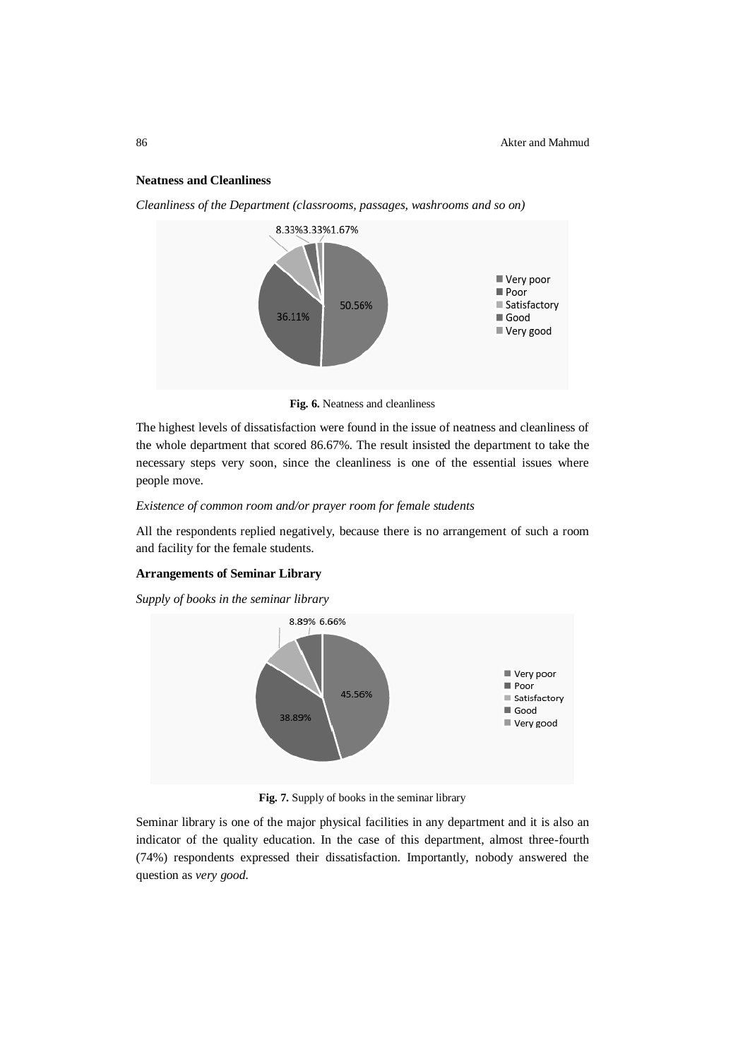**Neatness and Cleanliness**

*Cleanliness of the Department (classrooms, passages, washrooms and so on)*

Fig. 6. Neatness and cleanliness

The highest levels of dissatisfaction were found in the issue of neatness and cleanliness of the whole department that scored 86.67%. The result insisted the department to take the necessary steps very soon, since the cleanliness is one of the essential issues where people move.

*Existence of common room and/or prayer room for female students*

All the respondents replied negatively, because there is no arrangement of such a room and facility for the female students.

**Arrangements of Seminar Library**

*Supply of books in the seminar library*

Fig. 7. Supply of books in the seminar library

Seminar library is one of the major physical facilities in any department and it is also an indicator of the quality education. In the case of this department, almost three-fourth (74%) respondents expressed their dissatisfaction. Importantly, nobody answered the question as *very good*.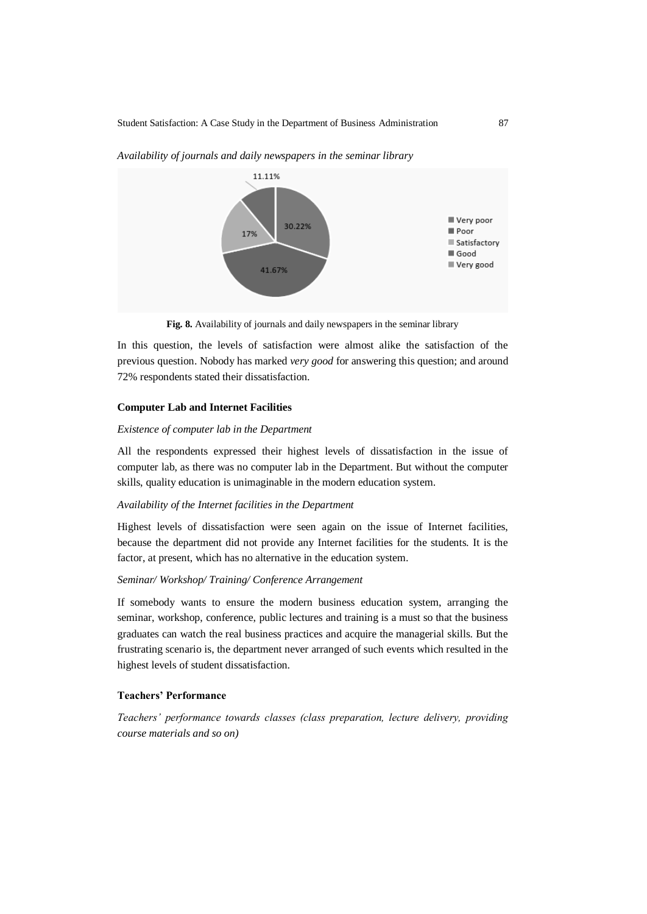*Availability of journals and daily newspapers in the seminar library*

**Fig. 8.** Availability of journals and daily newspapers in the seminar library

In this question, the levels of satisfaction were almost alike the satisfaction of the previous question. Nobody has marked *very good* for answering this question; and around 72% respondents stated their dissatisfaction.

### Computer Lab and Internet Facilities

*Existence of computer lab in the Department*

All the respondents expressed their highest levels of dissatisfaction in the issue of computer lab, as there was no computer lab in the Department. But without the computer skills, quality education is unimaginable in the modern education system.

*Availability of the Internet facilities in the Department*

Highest levels of dissatisfaction were seen again on the issue of Internet facilities, because the department did not provide any Internet facilities for the students. It is the factor, at present, which has no alternative in the education system.

*Seminar/ Workshop/ Training/ Conference Arrangement*

If somebody wants to ensure the modern business education system, arranging the seminar, workshop, conference, public lectures and training is a must so that the business graduates can watch the real business practices and acquire the managerial skills. But the frustrating scenario is, the department never arranged of such events which resulted in the highest levels of student dissatisfaction.

### Teachers' Performance

*Teachers' performance towards classes (class preparation, lecture delivery, providing course materials and so on)*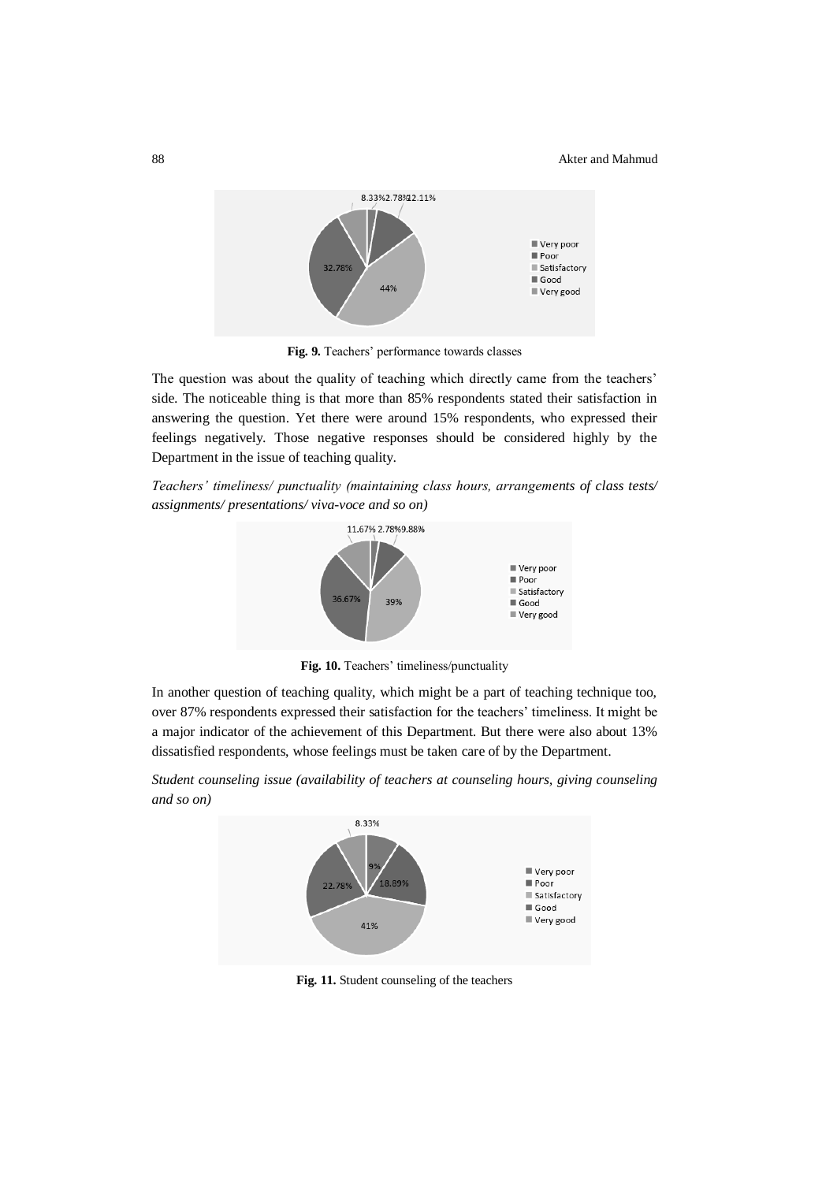**Fig. 9.** Teachers' performance towards classes

The question was about the quality of teaching which directly came from the teachers' side. The noticeable thing is that more than 85% respondents stated their satisfaction in answering the question. Yet there were around 15% respondents, who expressed their feelings negatively. Those negative responses should be considered highly by the Department in the issue of teaching quality.

*Teachers' timeliness/ punctuality (maintaining class hours, arrangements of class tests/ assignments/ presentations/ viva-voce and so on)*

**Fig. 10.** Teachers' timeliness/punctuality

In another question of teaching quality, which might be a part of teaching technique too, over 87% respondents expressed their satisfaction for the teachers' timeliness. It might be a major indicator of the achievement of this Department. But there were also about 13% dissatisfied respondents, whose feelings must be taken care of by the Department.

*Student counseling issue (availability of teachers at counseling hours, giving counseling and so on)*

**Fig. 11.** Student counseling of the teachers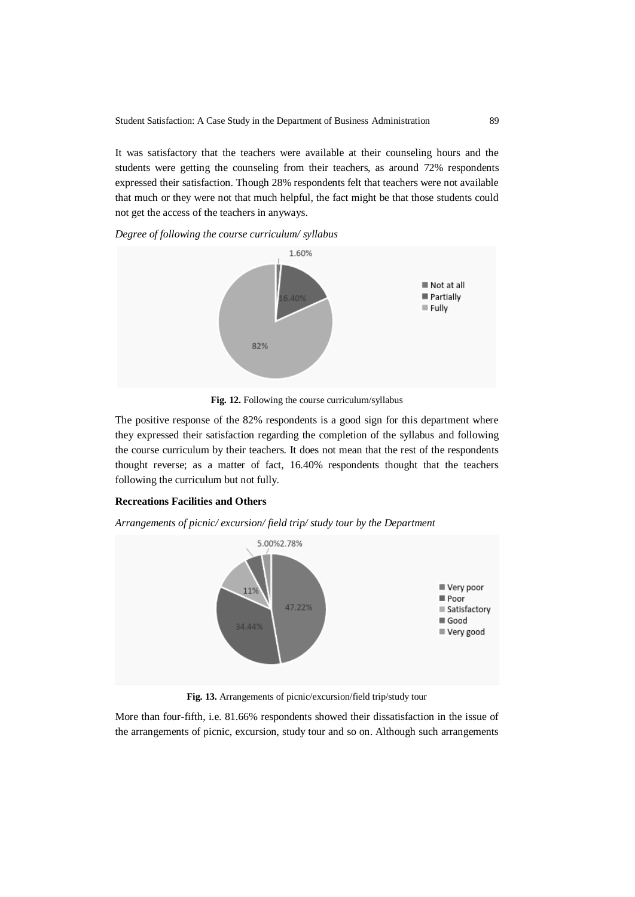It was satisfactory that the teachers were available at their counseling hours and the students were getting the counseling from their teachers, as around 72% respondents expressed their satisfaction. Though 28% respondents felt that teachers were not available that much or they were not that much helpful, the fact might be that those students could not get the access of the teachers in anyways.

*Degree of following the course curriculum/ syllabus*

**Fig. 12.** Following the course curriculum/syllabus

The positive response of the 82% respondents is a good sign for this department where they expressed their satisfaction regarding the completion of the syllabus and following the course curriculum by their teachers. It does not mean that the rest of the respondents thought reverse; as a matter of fact, 16.40% respondents thought that the teachers following the curriculum but not fully.

**Recreations Facilities and Others**

*Arrangements of picnic/ excursion/ field trip/ study tour by the Department*

**Fig. 13.** Arrangements of picnic/excursion/field trip/study tour

More than four-fifth, i.e. 81.66% respondents showed their dissatisfaction in the issue of the arrangements of picnic, excursion, study tour and so on. Although such arrangements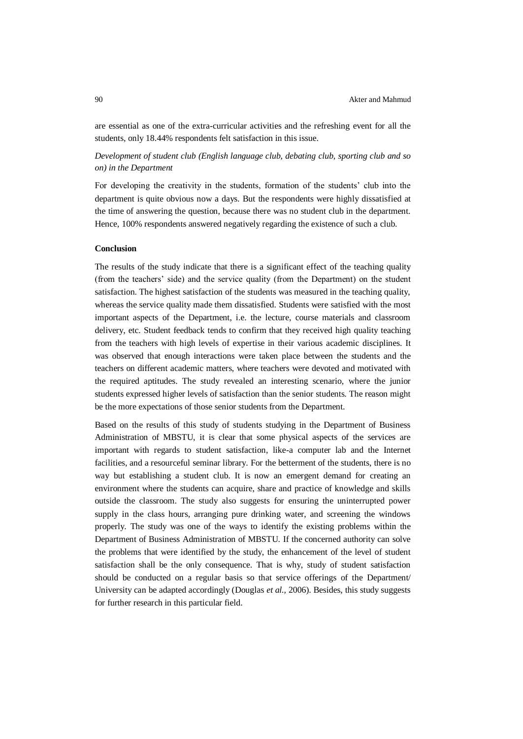are essential as one of the extra-curricular activities and the refreshing event for all the students, only 18.44% respondents felt satisfaction in this issue.

*Development of student club (English language club, debating club, sporting club and so on) in the Department*

For developing the creativity in the students, formation of the students' club into the department is quite obvious now a days. But the respondents were highly dissatisfied at the time of answering the question, because there was no student club in the department. Hence, 100% respondents answered negatively regarding the existence of such a club.

**Conclusion**

The results of the study indicate that there is a significant effect of the teaching quality (from the teachers' side) and the service quality (from the Department) on the student satisfaction. The highest satisfaction of the students was measured in the teaching quality, whereas the service quality made them dissatisfied. Students were satisfied with the most important aspects of the Department, i.e. the lecture, course materials and classroom delivery, etc. Student feedback tends to confirm that they received high quality teaching from the teachers with high levels of expertise in their various academic disciplines. It was observed that enough interactions were taken place between the students and the teachers on different academic matters, where teachers were devoted and motivated with the required aptitudes. The study revealed an interesting scenario, where the junior students expressed higher levels of satisfaction than the senior students. The reason might be the more expectations of those senior students from the Department.

Based on the results of this study of students studying in the Department of Business Administration of MBSTU, it is clear that some physical aspects of the services are important with regards to student satisfaction, like-a computer lab and the Internet facilities, and a resourceful seminar library. For the betterment of the students, there is no way but establishing a student club. It is now an emergent demand for creating an environment where the students can acquire, share and practice of knowledge and skills outside the classroom. The study also suggests for ensuring the uninterrupted power supply in the class hours, arranging pure drinking water, and screening the windows properly. The study was one of the ways to identify the existing problems within the Department of Business Administration of MBSTU. If the concerned authority can solve the problems that were identified by the study, the enhancement of the level of student satisfaction shall be the only consequence. That is why, study of student satisfaction should be conducted on a regular basis so that service offerings of the Department/ University can be adapted accordingly (Douglas *et al.*, 2006). Besides, this study suggests for further research in this particular field.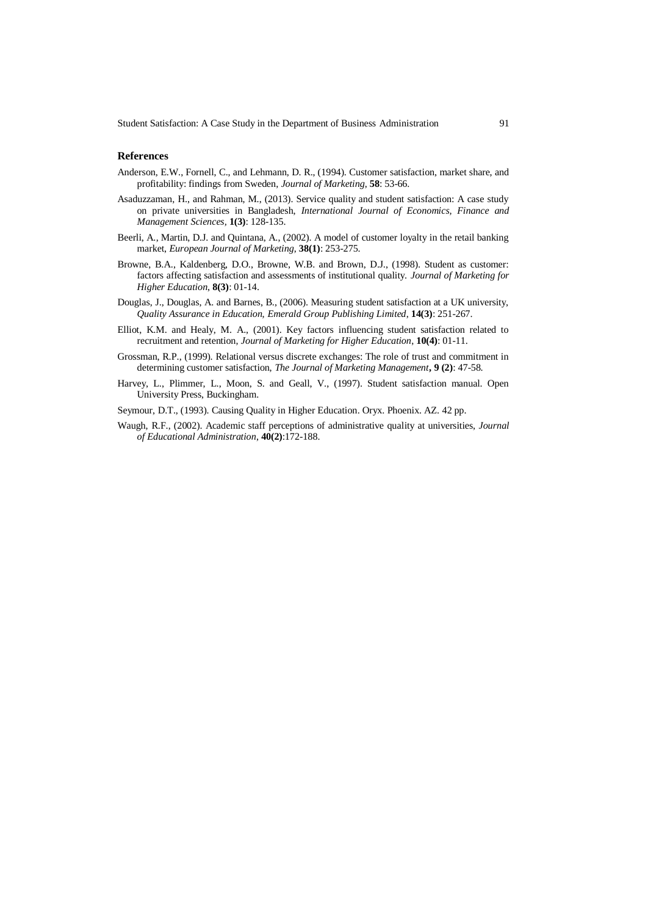## References

Anderson, E.W., Fornell, C., and Lehmann, D. R., (1994). Customer satisfaction, market share, and profitability: findings from Sweden, *Journal of Marketing*, **58**: 53-66.

Asaduzzaman, H., and Rahman, M., (2013). Service quality and student satisfaction: A case study on private universities in Bangladesh, *International Journal of Economics, Finance and Management Sciences*, **1(3)**: 128-135.

Beerli, A., Martin, D.J. and Quintana, A., (2002). A model of customer loyalty in the retail banking market, *European Journal of Marketing*, **38(1)**: 253-275.

Browne, B.A., Kaldenberg, D.O., Browne, W.B. and Brown, D.J., (1998). Student as customer: factors affecting satisfaction and assessments of institutional quality. *Journal of Marketing for Higher Education*, **8(3)**: 01-14.

Douglas, J., Douglas, A. and Barnes, B., (2006). Measuring student satisfaction at a UK university, *Quality Assurance in Education, Emerald Group Publishing Limited*, **14(3)**: 251-267.

Elliot, K.M. and Healy, M. A., (2001). Key factors influencing student satisfaction related to recruitment and retention, *Journal of Marketing for Higher Education*, **10(4)**: 01-11.

Grossman, R.P., (1999). Relational versus discrete exchanges: The role of trust and commitment in determining customer satisfaction, *The Journal of Marketing Management*, **9 (2)**: 47-58.

Harvey, L., Plimmer, L., Moon, S. and Geall, V., (1997). Student satisfaction manual. Open University Press, Buckingham.

Seymour, D.T., (1993). Causing Quality in Higher Education. Oryx. Phoenix. AZ. 42 pp.

Waugh, R.F., (2002). Academic staff perceptions of administrative quality at universities, *Journal of Educational Administration*, **40(2)**:172-188.